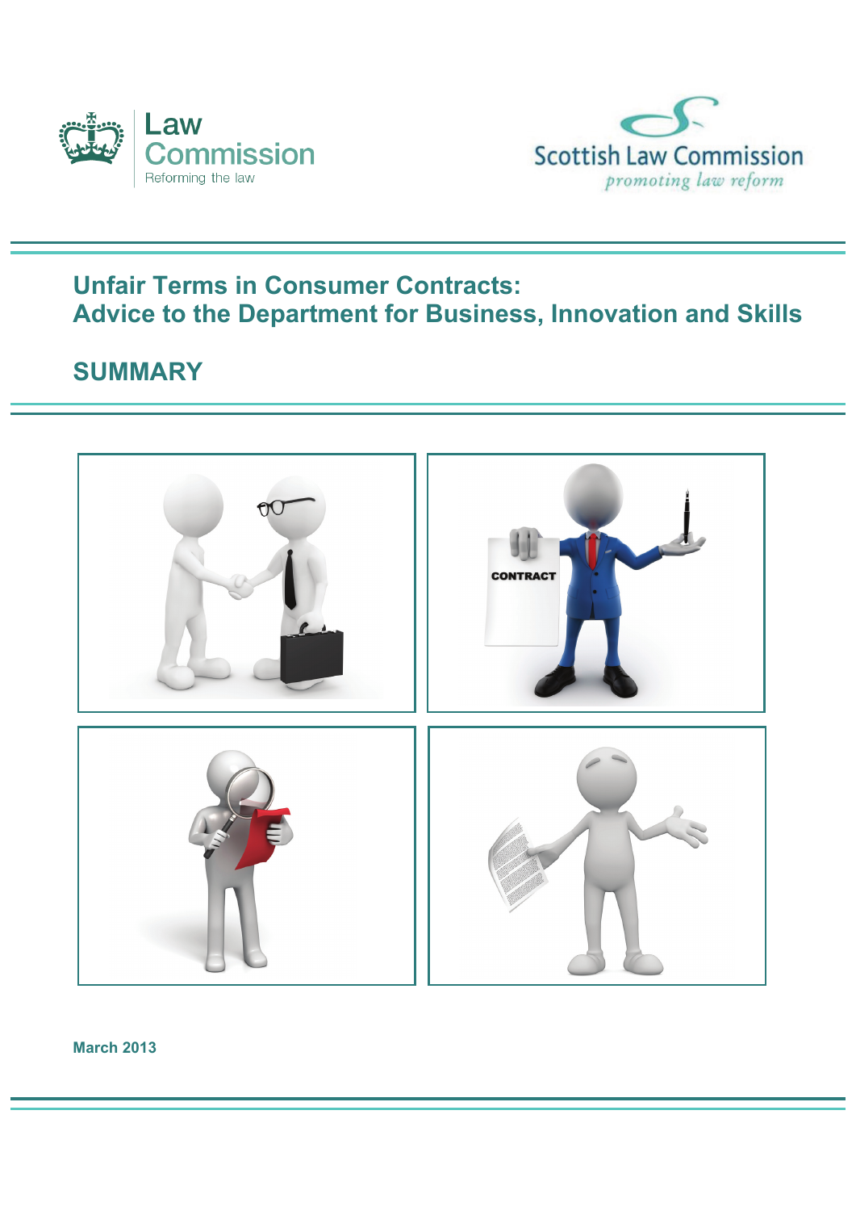Law Commission

Reforming the law

Scottish Law Commission

*promoting law reform*

# Unfair Terms in Consumer Contracts: Advice to the Department for Business, Innovation and Skills

## SUMMARY

**March 2013**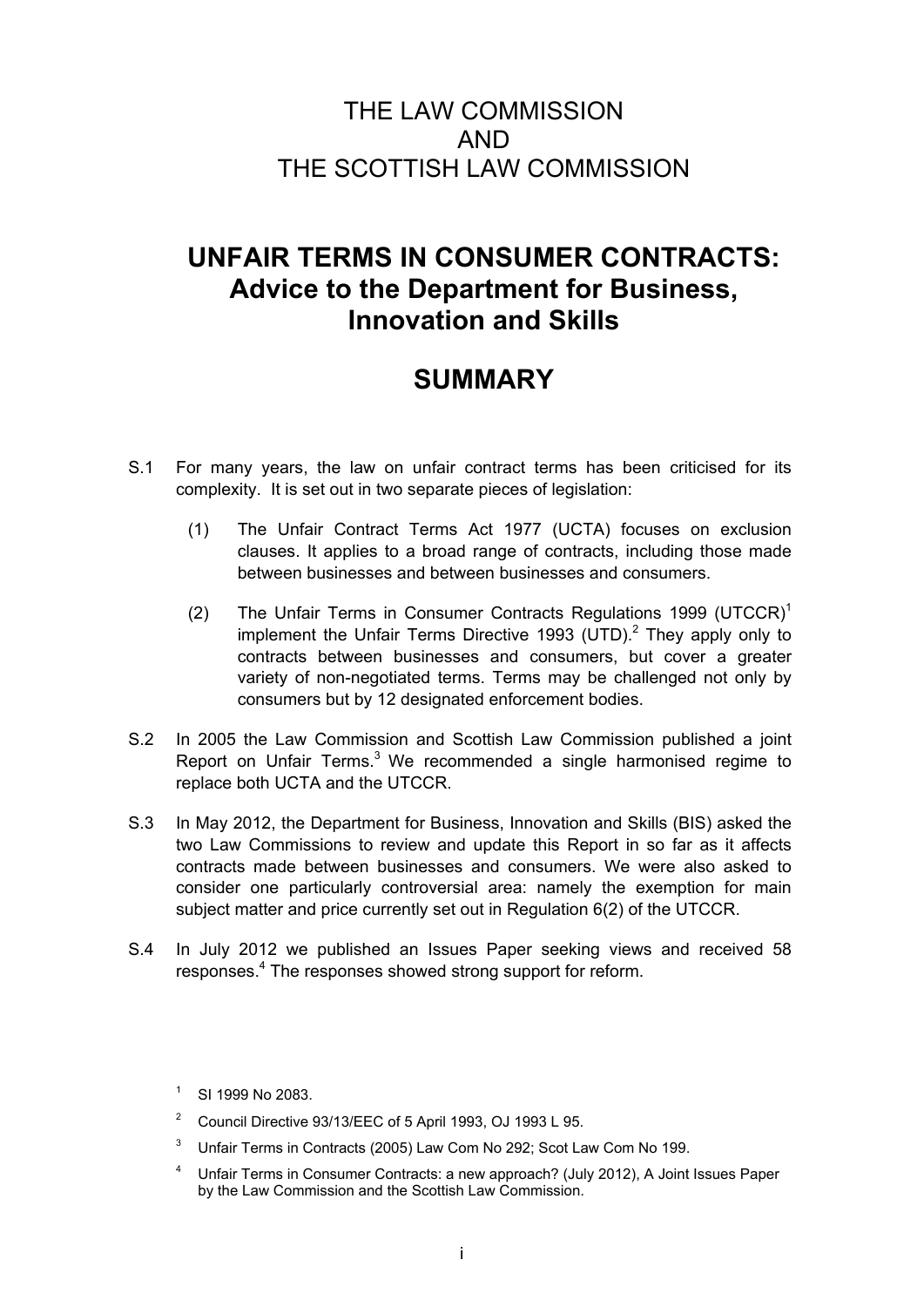# THE LAW COMMISSION
# AND
# THE SCOTTISH LAW COMMISSION

## UNFAIR TERMS IN CONSUMER CONTRACTS: Advice to the Department for Business, Innovation and Skills

## SUMMARY

S.1 For many years, the law on unfair contract terms has been criticised for its complexity. It is set out in two separate pieces of legislation:

(1) The Unfair Contract Terms Act 1977 (UCTA) focuses on exclusion clauses. It applies to a broad range of contracts, including those made between businesses and between businesses and consumers.

(2) The Unfair Terms in Consumer Contracts Regulations 1999 (UTCCR)[1] implement the Unfair Terms Directive 1993 (UTD).[2] They apply only to contracts between businesses and consumers, but cover a greater variety of non-negotiated terms. Terms may be challenged not only by consumers but by 12 designated enforcement bodies.

S.2 In 2005 the Law Commission and Scottish Law Commission published a joint Report on Unfair Terms.[3] We recommended a single harmonised regime to replace both UCTA and the UTCCR.

S.3 In May 2012, the Department for Business, Innovation and Skills (BIS) asked the two Law Commissions to review and update this Report in so far as it affects contracts made between businesses and consumers. We were also asked to consider one particularly controversial area: namely the exemption for main subject matter and price currently set out in Regulation 6(2) of the UTCCR.

S.4 In July 2012 we published an Issues Paper seeking views and received 58 responses.[4] The responses showed strong support for reform.

[1] SI 1999 No 2083.

[2] Council Directive 93/13/EEC of 5 April 1993, OJ 1993 L 95.

[3] Unfair Terms in Contracts (2005) Law Com No 292; Scot Law Com No 199.

[4] Unfair Terms in Consumer Contracts: a new approach? (July 2012), A Joint Issues Paper by the Law Commission and the Scottish Law Commission.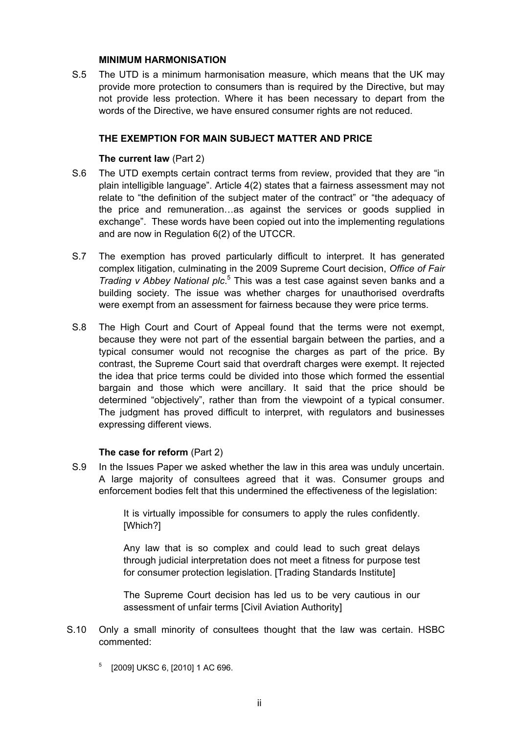### MINIMUM HARMONISATION

S.5 The UTD is a minimum harmonisation measure, which means that the UK may provide more protection to consumers than is required by the Directive, but may not provide less protection. Where it has been necessary to depart from the words of the Directive, we have ensured consumer rights are not reduced.

### THE EXEMPTION FOR MAIN SUBJECT MATTER AND PRICE

#### The current law (Part 2)

S.6 The UTD exempts certain contract terms from review, provided that they are "in plain intelligible language". Article 4(2) states that a fairness assessment may not relate to "the definition of the subject mater of the contract" or "the adequacy of the price and remuneration…as against the services or goods supplied in exchange". These words have been copied out into the implementing regulations and are now in Regulation 6(2) of the UTCCR.

S.7 The exemption has proved particularly difficult to interpret. It has generated complex litigation, culminating in the 2009 Supreme Court decision, *Office of Fair Trading v Abbey National plc*.[5] This was a test case against seven banks and a building society. The issue was whether charges for unauthorised overdrafts were exempt from an assessment for fairness because they were price terms.

S.8 The High Court and Court of Appeal found that the terms were not exempt, because they were not part of the essential bargain between the parties, and a typical consumer would not recognise the charges as part of the price. By contrast, the Supreme Court said that overdraft charges were exempt. It rejected the idea that price terms could be divided into those which formed the essential bargain and those which were ancillary. It said that the price should be determined "objectively", rather than from the viewpoint of a typical consumer. The judgment has proved difficult to interpret, with regulators and businesses expressing different views.

#### The case for reform (Part 2)

S.9 In the Issues Paper we asked whether the law in this area was unduly uncertain. A large majority of consultees agreed that it was. Consumer groups and enforcement bodies felt that this undermined the effectiveness of the legislation:

> It is virtually impossible for consumers to apply the rules confidently. [Which?]
>
> Any law that is so complex and could lead to such great delays through judicial interpretation does not meet a fitness for purpose test for consumer protection legislation. [Trading Standards Institute]
>
> The Supreme Court decision has led us to be very cautious in our assessment of unfair terms [Civil Aviation Authority]

S.10 Only a small minority of consultees thought that the law was certain. HSBC commented:

[5] [2009] UKSC 6, [2010] 1 AC 696.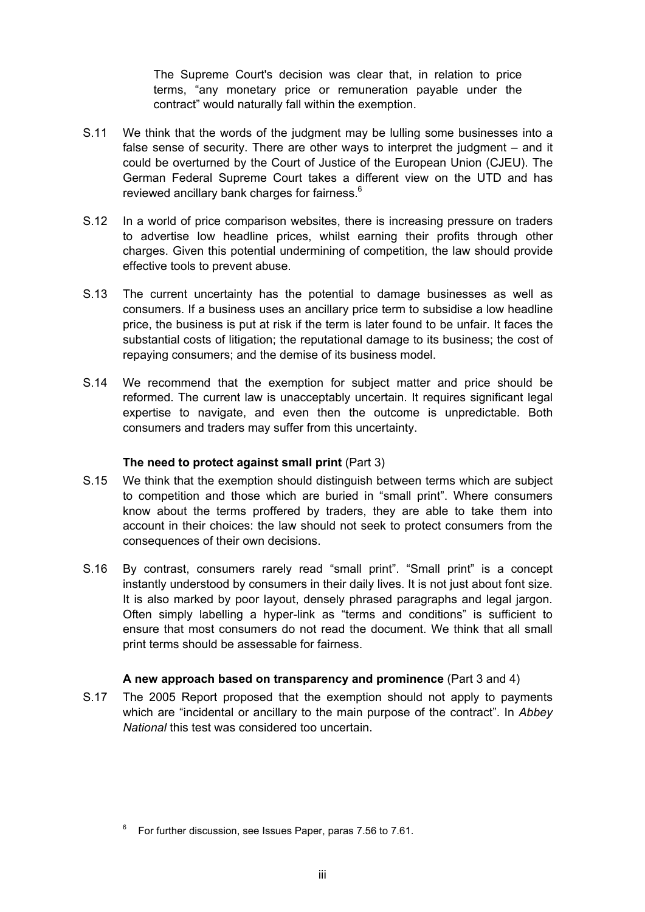The Supreme Court's decision was clear that, in relation to price terms, "any monetary price or remuneration payable under the contract" would naturally fall within the exemption.

S.11 We think that the words of the judgment may be lulling some businesses into a false sense of security. There are other ways to interpret the judgment – and it could be overturned by the Court of Justice of the European Union (CJEU). The German Federal Supreme Court takes a different view on the UTD and has reviewed ancillary bank charges for fairness.[6]

S.12 In a world of price comparison websites, there is increasing pressure on traders to advertise low headline prices, whilst earning their profits through other charges. Given this potential undermining of competition, the law should provide effective tools to prevent abuse.

S.13 The current uncertainty has the potential to damage businesses as well as consumers. If a business uses an ancillary price term to subsidise a low headline price, the business is put at risk if the term is later found to be unfair. It faces the substantial costs of litigation; the reputational damage to its business; the cost of repaying consumers; and the demise of its business model.

S.14 We recommend that the exemption for subject matter and price should be reformed. The current law is unacceptably uncertain. It requires significant legal expertise to navigate, and even then the outcome is unpredictable. Both consumers and traders may suffer from this uncertainty.

### **The need to protect against small print** (Part 3)

S.15 We think that the exemption should distinguish between terms which are subject to competition and those which are buried in "small print". Where consumers know about the terms proffered by traders, they are able to take them into account in their choices: the law should not seek to protect consumers from the consequences of their own decisions.

S.16 By contrast, consumers rarely read "small print". "Small print" is a concept instantly understood by consumers in their daily lives. It is not just about font size. It is also marked by poor layout, densely phrased paragraphs and legal jargon. Often simply labelling a hyper-link as "terms and conditions" is sufficient to ensure that most consumers do not read the document. We think that all small print terms should be assessable for fairness.

### **A new approach based on transparency and prominence** (Part 3 and 4)

S.17 The 2005 Report proposed that the exemption should not apply to payments which are "incidental or ancillary to the main purpose of the contract". In *Abbey National* this test was considered too uncertain.

[6] For further discussion, see Issues Paper, paras 7.56 to 7.61.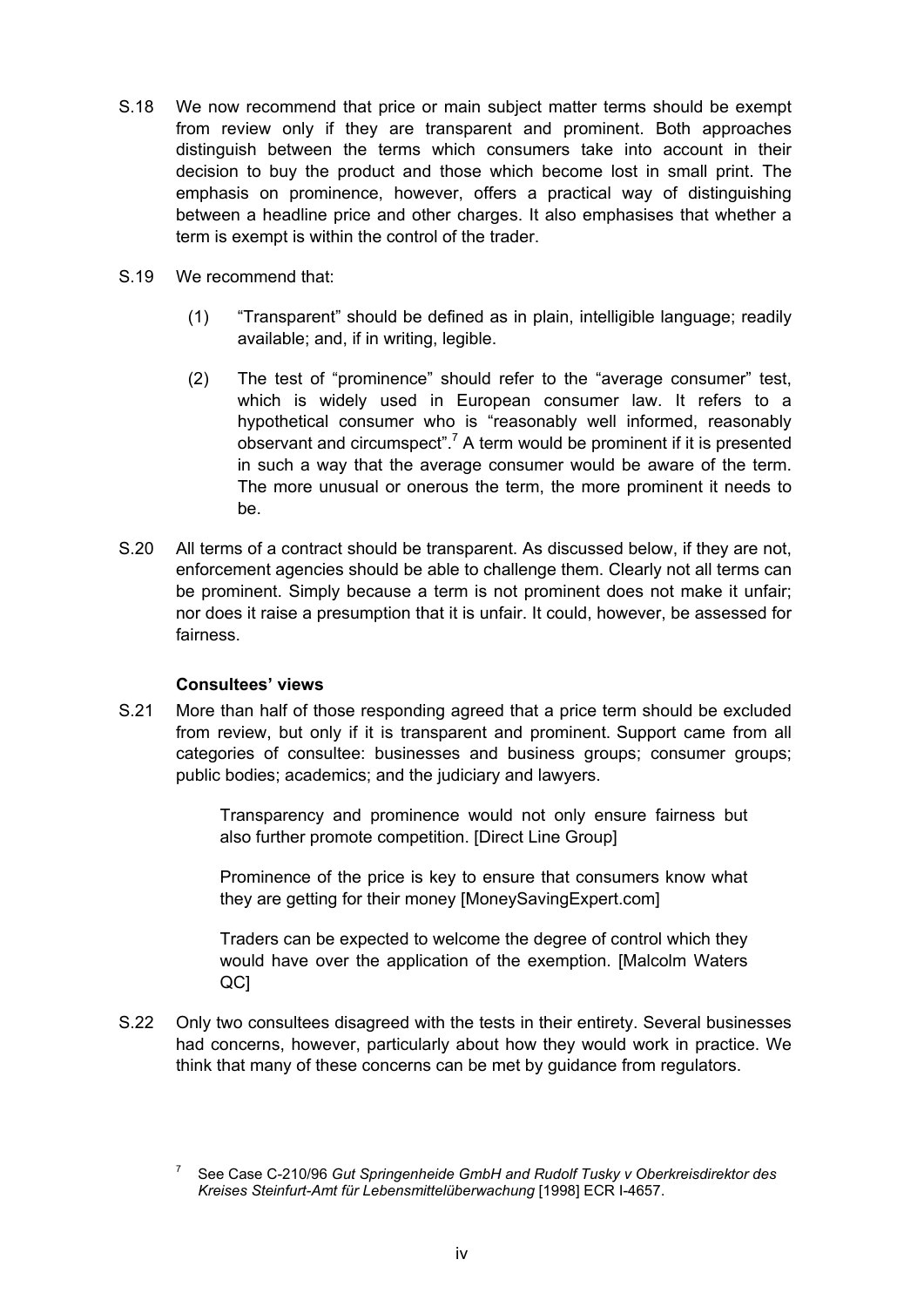S.18 We now recommend that price or main subject matter terms should be exempt from review only if they are transparent and prominent. Both approaches distinguish between the terms which consumers take into account in their decision to buy the product and those which become lost in small print. The emphasis on prominence, however, offers a practical way of distinguishing between a headline price and other charges. It also emphasises that whether a term is exempt is within the control of the trader.

S.19 We recommend that:

(1) "Transparent" should be defined as in plain, intelligible language; readily available; and, if in writing, legible.

(2) The test of "prominence" should refer to the "average consumer" test, which is widely used in European consumer law. It refers to a hypothetical consumer who is "reasonably well informed, reasonably observant and circumspect".[7] A term would be prominent if it is presented in such a way that the average consumer would be aware of the term. The more unusual or onerous the term, the more prominent it needs to be.

S.20 All terms of a contract should be transparent. As discussed below, if they are not, enforcement agencies should be able to challenge them. Clearly not all terms can be prominent. Simply because a term is not prominent does not make it unfair; nor does it raise a presumption that it is unfair. It could, however, be assessed for fairness.

### Consultees' views

S.21 More than half of those responding agreed that a price term should be excluded from review, but only if it is transparent and prominent. Support came from all categories of consultee: businesses and business groups; consumer groups; public bodies; academics; and the judiciary and lawyers.

> Transparency and prominence would not only ensure fairness but also further promote competition. [Direct Line Group]
>
> Prominence of the price is key to ensure that consumers know what they are getting for their money [MoneySavingExpert.com]
>
> Traders can be expected to welcome the degree of control which they would have over the application of the exemption. [Malcolm Waters QC]

S.22 Only two consultees disagreed with the tests in their entirety. Several businesses had concerns, however, particularly about how they would work in practice. We think that many of these concerns can be met by guidance from regulators.

[7] See Case C-210/96 *Gut Springenheide GmbH and Rudolf Tusky v Oberkreisdirektor des Kreises Steinfurt-Amt für Lebensmittelüberwachung* [1998] ECR I-4657.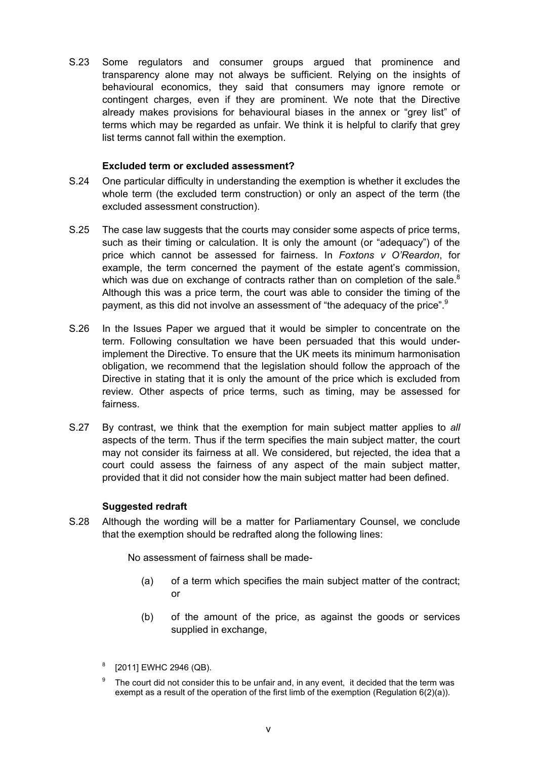S.23 Some regulators and consumer groups argued that prominence and transparency alone may not always be sufficient. Relying on the insights of behavioural economics, they said that consumers may ignore remote or contingent charges, even if they are prominent. We note that the Directive already makes provisions for behavioural biases in the annex or "grey list" of terms which may be regarded as unfair. We think it is helpful to clarify that grey list terms cannot fall within the exemption.

### Excluded term or excluded assessment?

S.24 One particular difficulty in understanding the exemption is whether it excludes the whole term (the excluded term construction) or only an aspect of the term (the excluded assessment construction).

S.25 The case law suggests that the courts may consider some aspects of price terms, such as their timing or calculation. It is only the amount (or "adequacy") of the price which cannot be assessed for fairness. In *Foxtons v O'Reardon*, for example, the term concerned the payment of the estate agent's commission, which was due on exchange of contracts rather than on completion of the sale.[8] Although this was a price term, the court was able to consider the timing of the payment, as this did not involve an assessment of "the adequacy of the price".[9]

S.26 In the Issues Paper we argued that it would be simpler to concentrate on the term. Following consultation we have been persuaded that this would under-implement the Directive. To ensure that the UK meets its minimum harmonisation obligation, we recommend that the legislation should follow the approach of the Directive in stating that it is only the amount of the price which is excluded from review. Other aspects of price terms, such as timing, may be assessed for fairness.

S.27 By contrast, we think that the exemption for main subject matter applies to *all* aspects of the term. Thus if the term specifies the main subject matter, the court may not consider its fairness at all. We considered, but rejected, the idea that a court could assess the fairness of any aspect of the main subject matter, provided that it did not consider how the main subject matter had been defined.

### Suggested redraft

S.28 Although the wording will be a matter for Parliamentary Counsel, we conclude that the exemption should be redrafted along the following lines:

> No assessment of fairness shall be made-
>
> (a) of a term which specifies the main subject matter of the contract; or
>
> (b) of the amount of the price, as against the goods or services supplied in exchange,

[8] [2011] EWHC 2946 (QB).

[9] The court did not consider this to be unfair and, in any event, it decided that the term was exempt as a result of the operation of the first limb of the exemption (Regulation 6(2)(a)).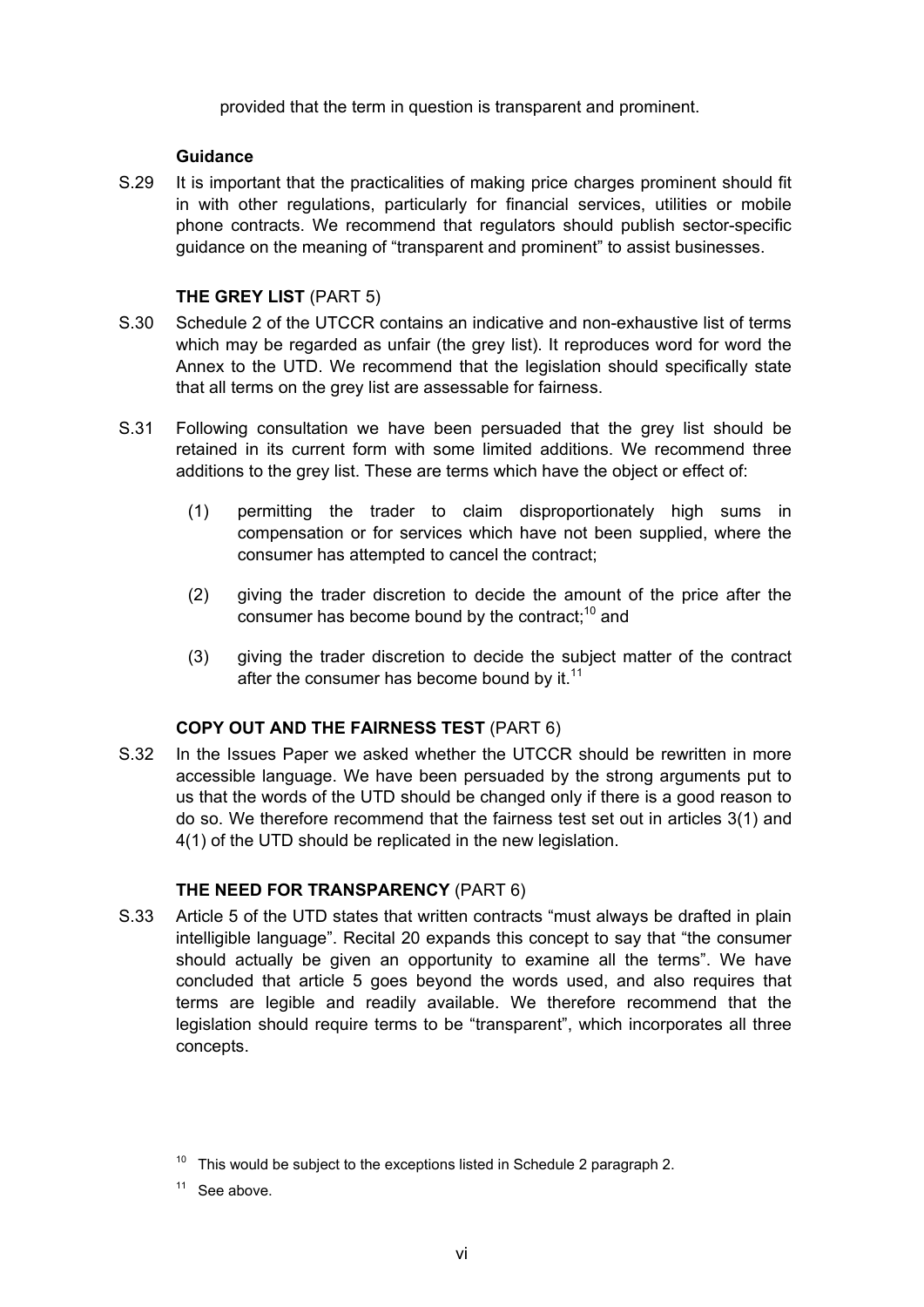provided that the term in question is transparent and prominent.

**Guidance**

S.29 It is important that the practicalities of making price charges prominent should fit in with other regulations, particularly for financial services, utilities or mobile phone contracts. We recommend that regulators should publish sector-specific guidance on the meaning of "transparent and prominent" to assist businesses.

### THE GREY LIST (PART 5)

S.30 Schedule 2 of the UTCCR contains an indicative and non-exhaustive list of terms which may be regarded as unfair (the grey list). It reproduces word for word the Annex to the UTD. We recommend that the legislation should specifically state that all terms on the grey list are assessable for fairness.

S.31 Following consultation we have been persuaded that the grey list should be retained in its current form with some limited additions. We recommend three additions to the grey list. These are terms which have the object or effect of:

(1) permitting the trader to claim disproportionately high sums in compensation or for services which have not been supplied, where the consumer has attempted to cancel the contract;

(2) giving the trader discretion to decide the amount of the price after the consumer has become bound by the contract;[10] and

(3) giving the trader discretion to decide the subject matter of the contract after the consumer has become bound by it.[11]

### COPY OUT AND THE FAIRNESS TEST (PART 6)

S.32 In the Issues Paper we asked whether the UTCCR should be rewritten in more accessible language. We have been persuaded by the strong arguments put to us that the words of the UTD should be changed only if there is a good reason to do so. We therefore recommend that the fairness test set out in articles 3(1) and 4(1) of the UTD should be replicated in the new legislation.

### THE NEED FOR TRANSPARENCY (PART 6)

S.33 Article 5 of the UTD states that written contracts "must always be drafted in plain intelligible language". Recital 20 expands this concept to say that "the consumer should actually be given an opportunity to examine all the terms". We have concluded that article 5 goes beyond the words used, and also requires that terms are legible and readily available. We therefore recommend that the legislation should require terms to be "transparent", which incorporates all three concepts.

[10] This would be subject to the exceptions listed in Schedule 2 paragraph 2.

[11] See above.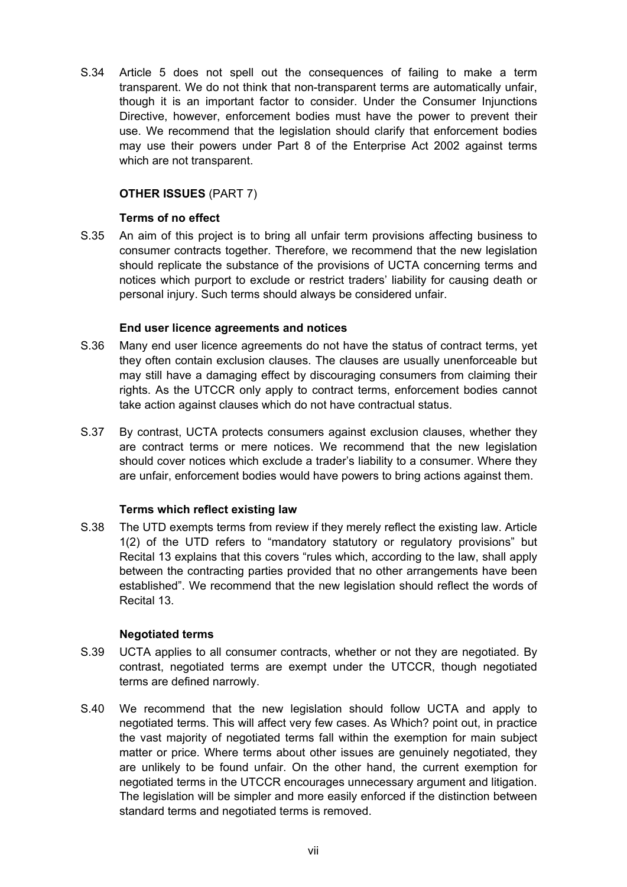S.34 Article 5 does not spell out the consequences of failing to make a term transparent. We do not think that non-transparent terms are automatically unfair, though it is an important factor to consider. Under the Consumer Injunctions Directive, however, enforcement bodies must have the power to prevent their use. We recommend that the legislation should clarify that enforcement bodies may use their powers under Part 8 of the Enterprise Act 2002 against terms which are not transparent.

## OTHER ISSUES (PART 7)

### Terms of no effect

S.35 An aim of this project is to bring all unfair term provisions affecting business to consumer contracts together. Therefore, we recommend that the new legislation should replicate the substance of the provisions of UCTA concerning terms and notices which purport to exclude or restrict traders' liability for causing death or personal injury. Such terms should always be considered unfair.

### End user licence agreements and notices

S.36 Many end user licence agreements do not have the status of contract terms, yet they often contain exclusion clauses. The clauses are usually unenforceable but may still have a damaging effect by discouraging consumers from claiming their rights. As the UTCCR only apply to contract terms, enforcement bodies cannot take action against clauses which do not have contractual status.

S.37 By contrast, UCTA protects consumers against exclusion clauses, whether they are contract terms or mere notices. We recommend that the new legislation should cover notices which exclude a trader's liability to a consumer. Where they are unfair, enforcement bodies would have powers to bring actions against them.

### Terms which reflect existing law

S.38 The UTD exempts terms from review if they merely reflect the existing law. Article 1(2) of the UTD refers to "mandatory statutory or regulatory provisions" but Recital 13 explains that this covers "rules which, according to the law, shall apply between the contracting parties provided that no other arrangements have been established". We recommend that the new legislation should reflect the words of Recital 13.

### Negotiated terms

S.39 UCTA applies to all consumer contracts, whether or not they are negotiated. By contrast, negotiated terms are exempt under the UTCCR, though negotiated terms are defined narrowly.

S.40 We recommend that the new legislation should follow UCTA and apply to negotiated terms. This will affect very few cases. As Which? point out, in practice the vast majority of negotiated terms fall within the exemption for main subject matter or price. Where terms about other issues are genuinely negotiated, they are unlikely to be found unfair. On the other hand, the current exemption for negotiated terms in the UTCCR encourages unnecessary argument and litigation. The legislation will be simpler and more easily enforced if the distinction between standard terms and negotiated terms is removed.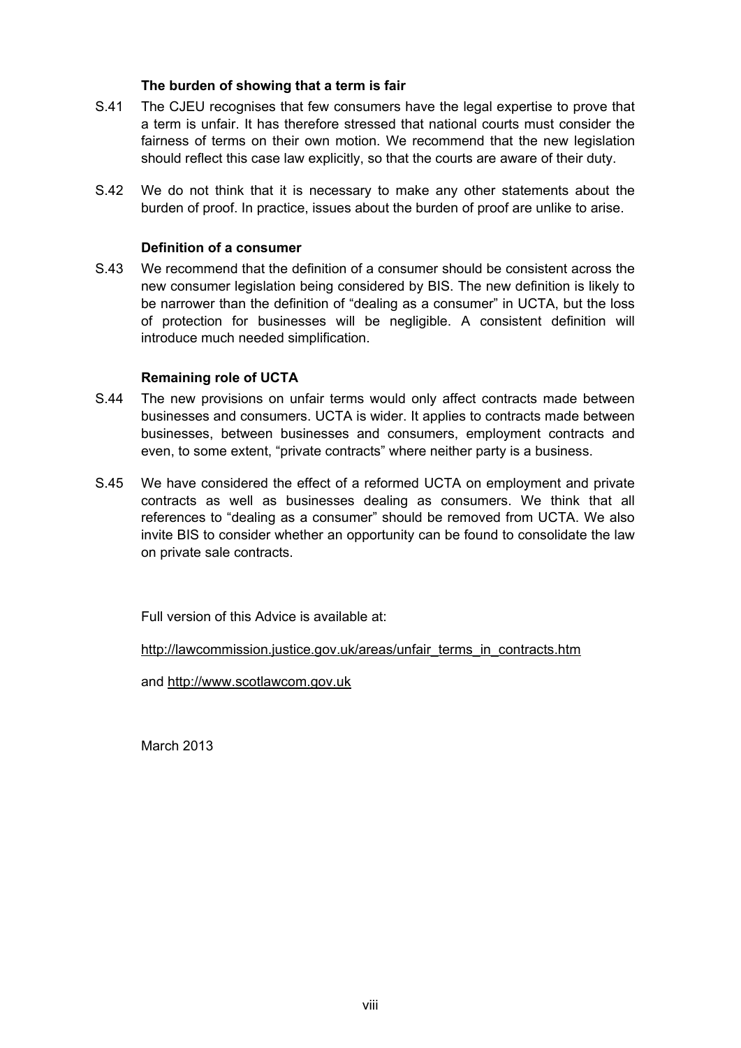### The burden of showing that a term is fair

S.41 The CJEU recognises that few consumers have the legal expertise to prove that a term is unfair. It has therefore stressed that national courts must consider the fairness of terms on their own motion. We recommend that the new legislation should reflect this case law explicitly, so that the courts are aware of their duty.

S.42 We do not think that it is necessary to make any other statements about the burden of proof. In practice, issues about the burden of proof are unlike to arise.

### Definition of a consumer

S.43 We recommend that the definition of a consumer should be consistent across the new consumer legislation being considered by BIS. The new definition is likely to be narrower than the definition of "dealing as a consumer" in UCTA, but the loss of protection for businesses will be negligible. A consistent definition will introduce much needed simplification.

### Remaining role of UCTA

S.44 The new provisions on unfair terms would only affect contracts made between businesses and consumers. UCTA is wider. It applies to contracts made between businesses, between businesses and consumers, employment contracts and even, to some extent, "private contracts" where neither party is a business.

S.45 We have considered the effect of a reformed UCTA on employment and private contracts as well as businesses dealing as consumers. We think that all references to "dealing as a consumer" should be removed from UCTA. We also invite BIS to consider whether an opportunity can be found to consolidate the law on private sale contracts.

Full version of this Advice is available at:

http://lawcommission.justice.gov.uk/areas/unfair_terms_in_contracts.htm

and http://www.scotlawcom.gov.uk

March 2013